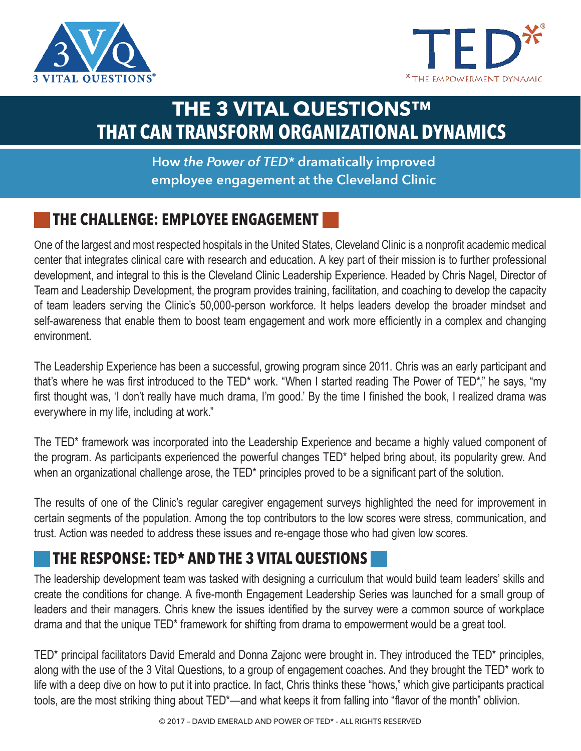# THE 3 VITAL QUESTIONS™ THAT CAN TRANSFORM ORGANIZATIONAL DYNAMICS

**How *the Power of TED** dramatically improved employee engagement at the Cleveland Clinic**

## THE CHALLENGE: EMPLOYEE ENGAGEMENT

One of the largest and most respected hospitals in the United States, Cleveland Clinic is a nonprofit academic medical center that integrates clinical care with research and education. A key part of their mission is to further professional development, and integral to this is the Cleveland Clinic Leadership Experience. Headed by Chris Nagel, Director of Team and Leadership Development, the program provides training, facilitation, and coaching to develop the capacity of team leaders serving the Clinic's 50,000-person workforce. It helps leaders develop the broader mindset and self-awareness that enable them to boost team engagement and work more efficiently in a complex and changing environment.

The Leadership Experience has been a successful, growing program since 2011. Chris was an early participant and that's where he was first introduced to the TED* work. "When I started reading The Power of TED*," he says, "my first thought was, 'I don't really have much drama, I'm good.' By the time I finished the book, I realized drama was everywhere in my life, including at work."

The TED* framework was incorporated into the Leadership Experience and became a highly valued component of the program. As participants experienced the powerful changes TED* helped bring about, its popularity grew. And when an organizational challenge arose, the TED* principles proved to be a significant part of the solution.

The results of one of the Clinic's regular caregiver engagement surveys highlighted the need for improvement in certain segments of the population. Among the top contributors to the low scores were stress, communication, and trust. Action was needed to address these issues and re-engage those who had given low scores.

## THE RESPONSE: TED* AND THE 3 VITAL QUESTIONS

The leadership development team was tasked with designing a curriculum that would build team leaders' skills and create the conditions for change. A five-month Engagement Leadership Series was launched for a small group of leaders and their managers. Chris knew the issues identified by the survey were a common source of workplace drama and that the unique TED* framework for shifting from drama to empowerment would be a great tool.

TED* principal facilitators David Emerald and Donna Zajonc were brought in. They introduced the TED* principles, along with the use of the 3 Vital Questions, to a group of engagement coaches. And they brought the TED* work to life with a deep dive on how to put it into practice. In fact, Chris thinks these "hows," which give participants practical tools, are the most striking thing about TED*—and what keeps it from falling into "flavor of the month" oblivion.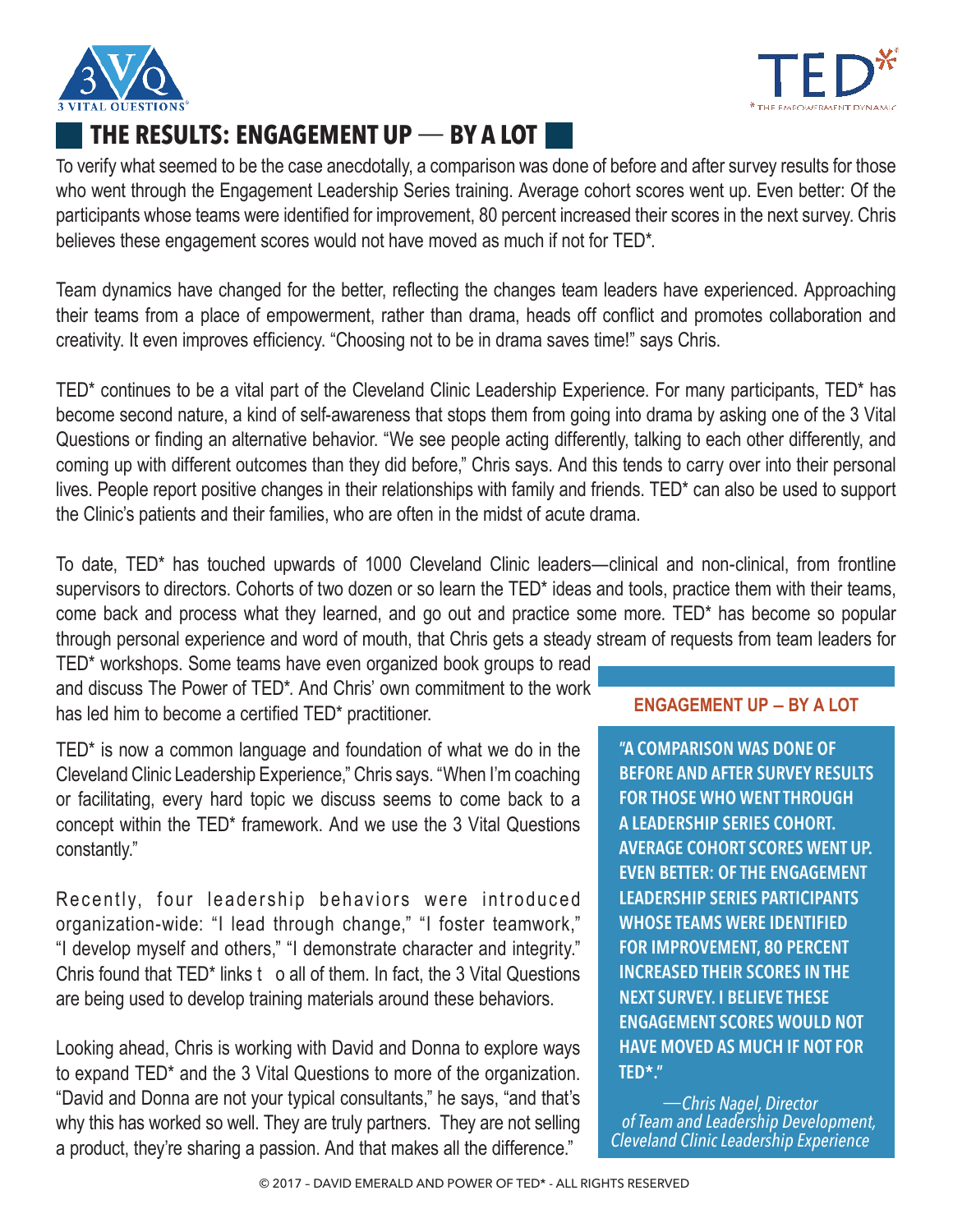## THE RESULTS: ENGAGEMENT UP — BY A LOT

To verify what seemed to be the case anecdotally, a comparison was done of before and after survey results for those who went through the Engagement Leadership Series training. Average cohort scores went up. Even better: Of the participants whose teams were identified for improvement, 80 percent increased their scores in the next survey. Chris believes these engagement scores would not have moved as much if not for TED*.

Team dynamics have changed for the better, reflecting the changes team leaders have experienced. Approaching their teams from a place of empowerment, rather than drama, heads off conflict and promotes collaboration and creativity. It even improves efficiency. "Choosing not to be in drama saves time!" says Chris.

TED* continues to be a vital part of the Cleveland Clinic Leadership Experience. For many participants, TED* has become second nature, a kind of self-awareness that stops them from going into drama by asking one of the 3 Vital Questions or finding an alternative behavior. "We see people acting differently, talking to each other differently, and coming up with different outcomes than they did before," Chris says. And this tends to carry over into their personal lives. People report positive changes in their relationships with family and friends. TED* can also be used to support the Clinic's patients and their families, who are often in the midst of acute drama.

To date, TED* has touched upwards of 1000 Cleveland Clinic leaders—clinical and non-clinical, from frontline supervisors to directors. Cohorts of two dozen or so learn the TED* ideas and tools, practice them with their teams, come back and process what they learned, and go out and practice some more. TED* has become so popular through personal experience and word of mouth, that Chris gets a steady stream of requests from team leaders for TED* workshops. Some teams have even organized book groups to read and discuss The Power of TED*. And Chris' own commitment to the work has led him to become a certified TED* practitioner.

TED* is now a common language and foundation of what we do in the Cleveland Clinic Leadership Experience," Chris says. "When I'm coaching or facilitating, every hard topic we discuss seems to come back to a concept within the TED* framework. And we use the 3 Vital Questions constantly."

Recently, four leadership behaviors were introduced organization-wide: "I lead through change," "I foster teamwork," "I develop myself and others," "I demonstrate character and integrity." Chris found that TED* links to all of them. In fact, the 3 Vital Questions are being used to develop training materials around these behaviors.

Looking ahead, Chris is working with David and Donna to explore ways to expand TED* and the 3 Vital Questions to more of the organization. "David and Donna are not your typical consultants," he says, "and that's why this has worked so well. They are truly partners. They are not selling a product, they're sharing a passion. And that makes all the difference."

**ENGAGEMENT UP – BY A LOT**

**"A COMPARISON WAS DONE OF BEFORE AND AFTER SURVEY RESULTS FOR THOSE WHO WENT THROUGH A LEADERSHIP SERIES COHORT. AVERAGE COHORT SCORES WENT UP. EVEN BETTER: OF THE ENGAGEMENT LEADERSHIP SERIES PARTICIPANTS WHOSE TEAMS WERE IDENTIFIED FOR IMPROVEMENT, 80 PERCENT INCREASED THEIR SCORES IN THE NEXT SURVEY. I BELIEVE THESE ENGAGEMENT SCORES WOULD NOT HAVE MOVED AS MUCH IF NOT FOR TED*."**

*—Chris Nagel, Director of Team and Leadership Development, Cleveland Clinic Leadership Experience*

© 2017 – DAVID EMERALD AND POWER OF TED* - ALL RIGHTS RESERVED